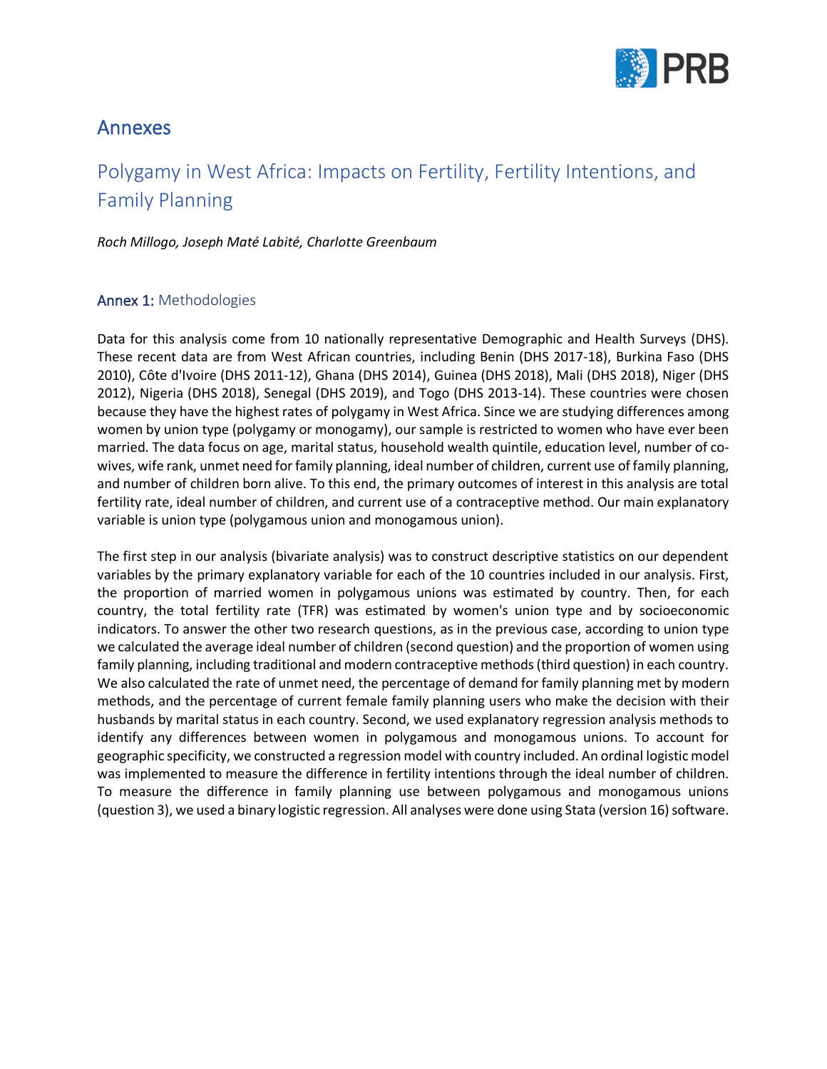# Annexes

## Polygamy in West Africa: Impacts on Fertility, Fertility Intentions, and Family Planning

*Roch Millogo, Joseph Maté Labité, Charlotte Greenbaum*

### Annex 1: Methodologies

Data for this analysis come from 10 nationally representative Demographic and Health Surveys (DHS). These recent data are from West African countries, including Benin (DHS 2017-18), Burkina Faso (DHS 2010), Côte d'Ivoire (DHS 2011-12), Ghana (DHS 2014), Guinea (DHS 2018), Mali (DHS 2018), Niger (DHS 2012), Nigeria (DHS 2018), Senegal (DHS 2019), and Togo (DHS 2013-14). These countries were chosen because they have the highest rates of polygamy in West Africa. Since we are studying differences among women by union type (polygamy or monogamy), our sample is restricted to women who have ever been married. The data focus on age, marital status, household wealth quintile, education level, number of co-wives, wife rank, unmet need for family planning, ideal number of children, current use of family planning, and number of children born alive. To this end, the primary outcomes of interest in this analysis are total fertility rate, ideal number of children, and current use of a contraceptive method. Our main explanatory variable is union type (polygamous union and monogamous union).

The first step in our analysis (bivariate analysis) was to construct descriptive statistics on our dependent variables by the primary explanatory variable for each of the 10 countries included in our analysis. First, the proportion of married women in polygamous unions was estimated by country. Then, for each country, the total fertility rate (TFR) was estimated by women's union type and by socioeconomic indicators. To answer the other two research questions, as in the previous case, according to union type we calculated the average ideal number of children (second question) and the proportion of women using family planning, including traditional and modern contraceptive methods (third question) in each country. We also calculated the rate of unmet need, the percentage of demand for family planning met by modern methods, and the percentage of current female family planning users who make the decision with their husbands by marital status in each country. Second, we used explanatory regression analysis methods to identify any differences between women in polygamous and monogamous unions. To account for geographic specificity, we constructed a regression model with country included. An ordinal logistic model was implemented to measure the difference in fertility intentions through the ideal number of children. To measure the difference in family planning use between polygamous and monogamous unions (question 3), we used a binary logistic regression. All analyses were done using Stata (version 16) software.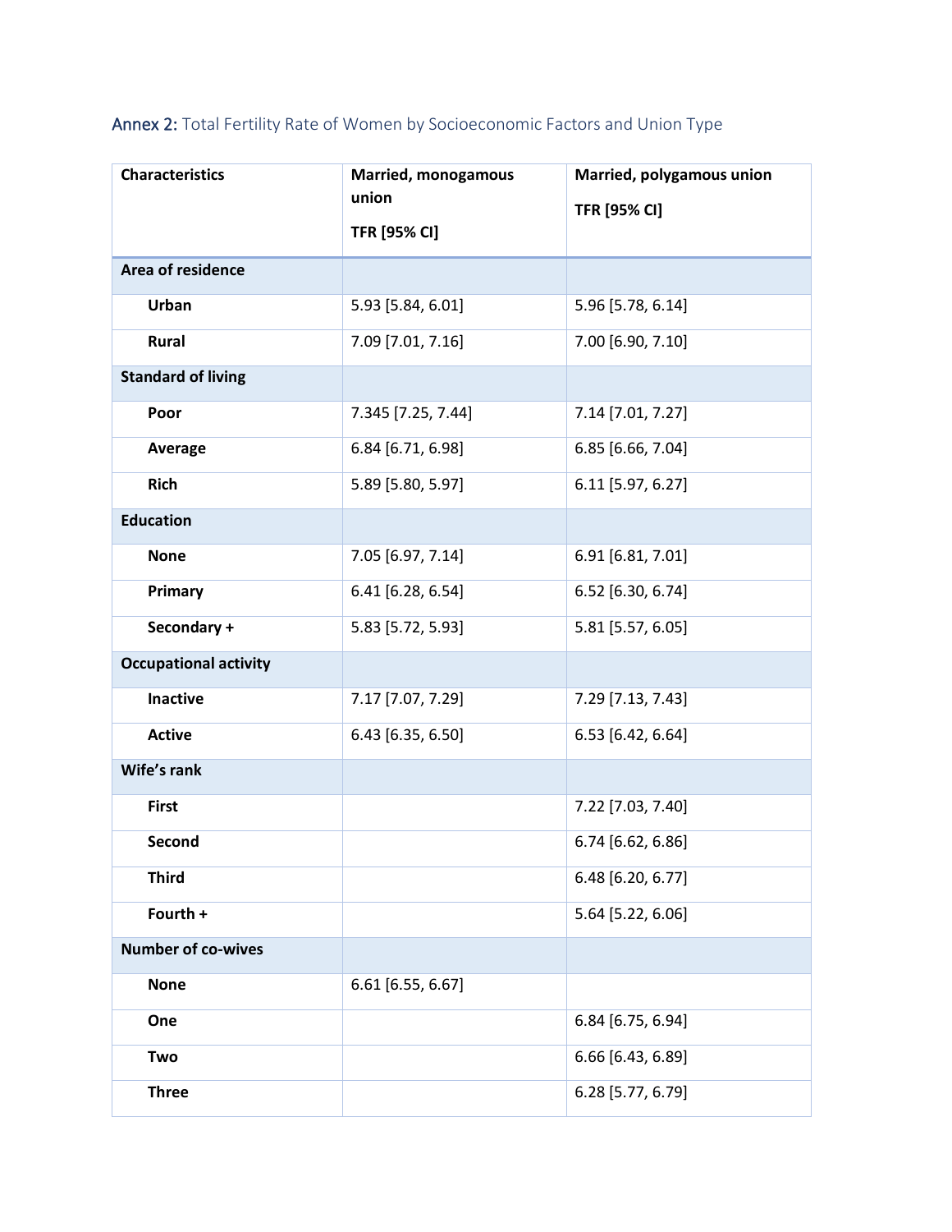Annex 2: Total Fertility Rate of Women by Socioeconomic Factors and Union Type

| Characteristics | Married, monogamous union TFR [95% CI] | Married, polygamous union TFR [95% CI] |
|---|---|---|
| **Area of residence** | | |
| **Urban** | 5.93 [5.84, 6.01] | 5.96 [5.78, 6.14] |
| **Rural** | 7.09 [7.01, 7.16] | 7.00 [6.90, 7.10] |
| **Standard of living** | | |
| **Poor** | 7.345 [7.25, 7.44] | 7.14 [7.01, 7.27] |
| **Average** | 6.84 [6.71, 6.98] | 6.85 [6.66, 7.04] |
| **Rich** | 5.89 [5.80, 5.97] | 6.11 [5.97, 6.27] |
| **Education** | | |
| **None** | 7.05 [6.97, 7.14] | 6.91 [6.81, 7.01] |
| **Primary** | 6.41 [6.28, 6.54] | 6.52 [6.30, 6.74] |
| **Secondary +** | 5.83 [5.72, 5.93] | 5.81 [5.57, 6.05] |
| **Occupational activity** | | |
| **Inactive** | 7.17 [7.07, 7.29] | 7.29 [7.13, 7.43] |
| **Active** | 6.43 [6.35, 6.50] | 6.53 [6.42, 6.64] |
| **Wife's rank** | | |
| **First** | | 7.22 [7.03, 7.40] |
| **Second** | | 6.74 [6.62, 6.86] |
| **Third** | | 6.48 [6.20, 6.77] |
| **Fourth +** | | 5.64 [5.22, 6.06] |
| **Number of co-wives** | | |
| **None** | 6.61 [6.55, 6.67] | |
| **One** | | 6.84 [6.75, 6.94] |
| **Two** | | 6.66 [6.43, 6.89] |
| **Three** | | 6.28 [5.77, 6.79] |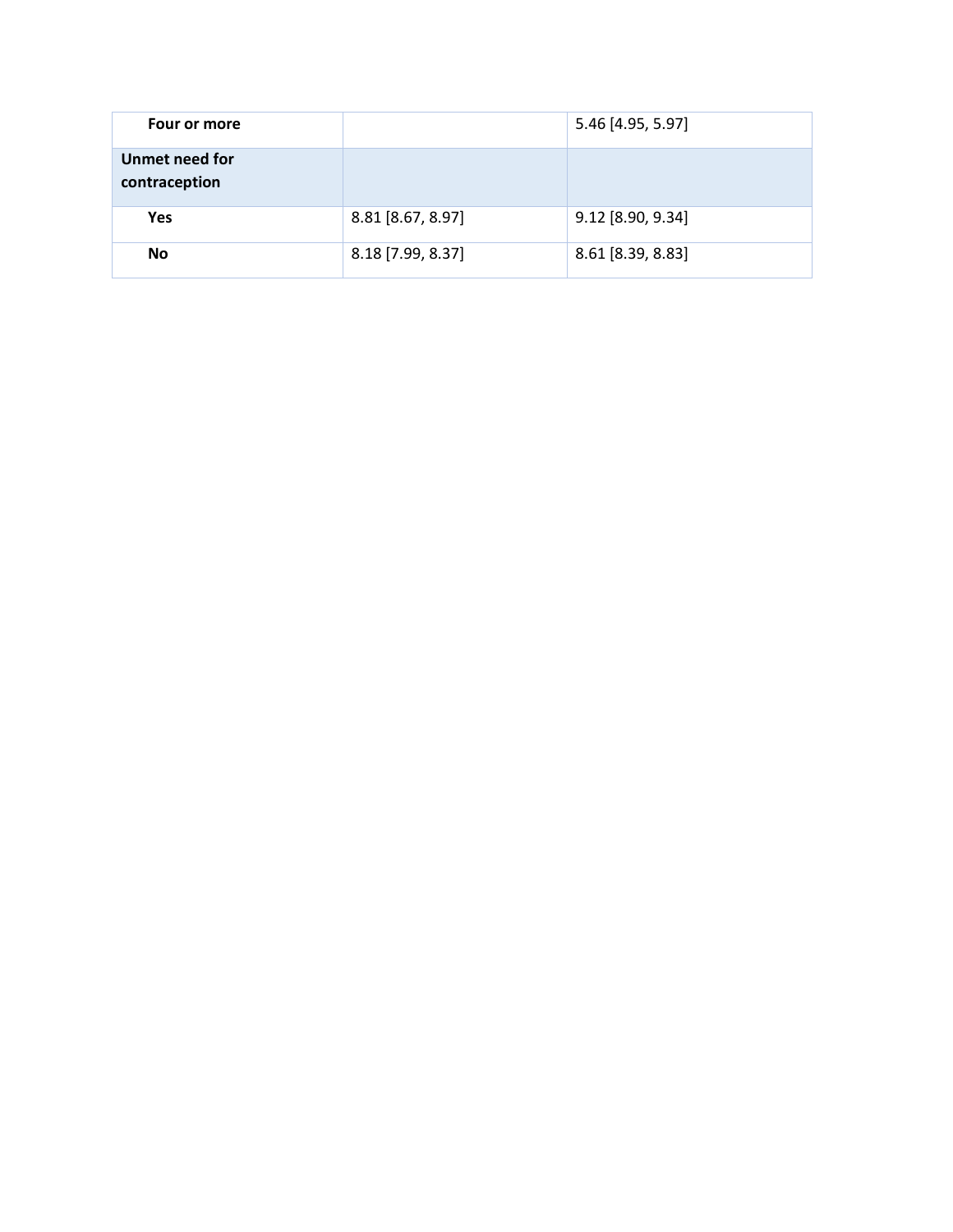| | | |
|---|---|---|
| **Four or more** | | 5.46 [4.95, 5.97] |
| **Unmet need for contraception** | | |
| **Yes** | 8.81 [8.67, 8.97] | 9.12 [8.90, 9.34] |
| **No** | 8.18 [7.99, 8.37] | 8.61 [8.39, 8.83] |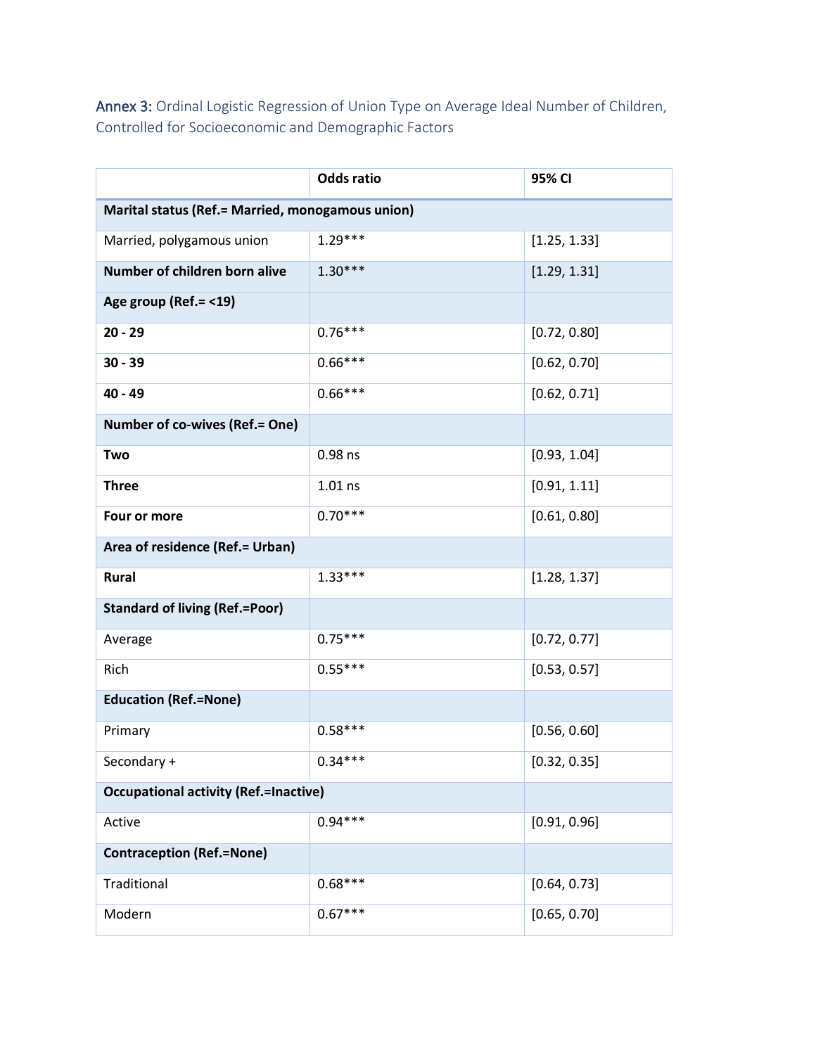Annex 3: Ordinal Logistic Regression of Union Type on Average Ideal Number of Children, Controlled for Socioeconomic and Demographic Factors

| | Odds ratio | 95% CI |
|---|---|---|
| **Marital status (Ref.= Married, monogamous union)** | | |
| Married, polygamous union | 1.29*** | [1.25, 1.33] |
| **Number of children born alive** | 1.30*** | [1.29, 1.31] |
| **Age group (Ref.= <19)** | | |
| **20 - 29** | 0.76*** | [0.72, 0.80] |
| **30 - 39** | 0.66*** | [0.62, 0.70] |
| **40 - 49** | 0.66*** | [0.62, 0.71] |
| **Number of co-wives (Ref.= One)** | | |
| **Two** | 0.98 ns | [0.93, 1.04] |
| **Three** | 1.01 ns | [0.91, 1.11] |
| **Four or more** | 0.70*** | [0.61, 0.80] |
| **Area of residence (Ref.= Urban)** | | |
| **Rural** | 1.33*** | [1.28, 1.37] |
| **Standard of living (Ref.=Poor)** | | |
| Average | 0.75*** | [0.72, 0.77] |
| Rich | 0.55*** | [0.53, 0.57] |
| **Education (Ref.=None)** | | |
| Primary | 0.58*** | [0.56, 0.60] |
| Secondary + | 0.34*** | [0.32, 0.35] |
| **Occupational activity (Ref.=Inactive)** | | |
| Active | 0.94*** | [0.91, 0.96] |
| **Contraception (Ref.=None)** | | |
| Traditional | 0.68*** | [0.64, 0.73] |
| Modern | 0.67*** | [0.65, 0.70] |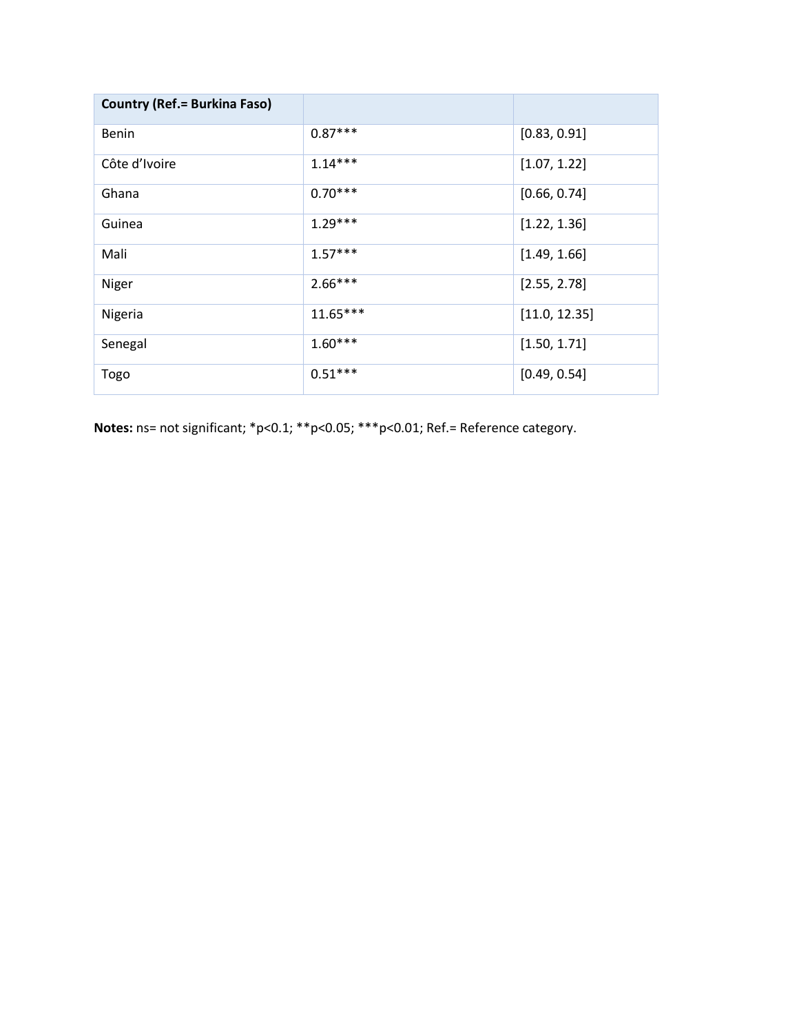| **Country (Ref.= Burkina Faso)** | | |
|---|---|---|
| Benin | 0.87*** | [0.83, 0.91] |
| Côte d'Ivoire | 1.14*** | [1.07, 1.22] |
| Ghana | 0.70*** | [0.66, 0.74] |
| Guinea | 1.29*** | [1.22, 1.36] |
| Mali | 1.57*** | [1.49, 1.66] |
| Niger | 2.66*** | [2.55, 2.78] |
| Nigeria | 11.65*** | [11.0, 12.35] |
| Senegal | 1.60*** | [1.50, 1.71] |
| Togo | 0.51*** | [0.49, 0.54] |

**Notes:** ns= not significant; *p<0.1; **p<0.05; ***p<0.01; Ref.= Reference category.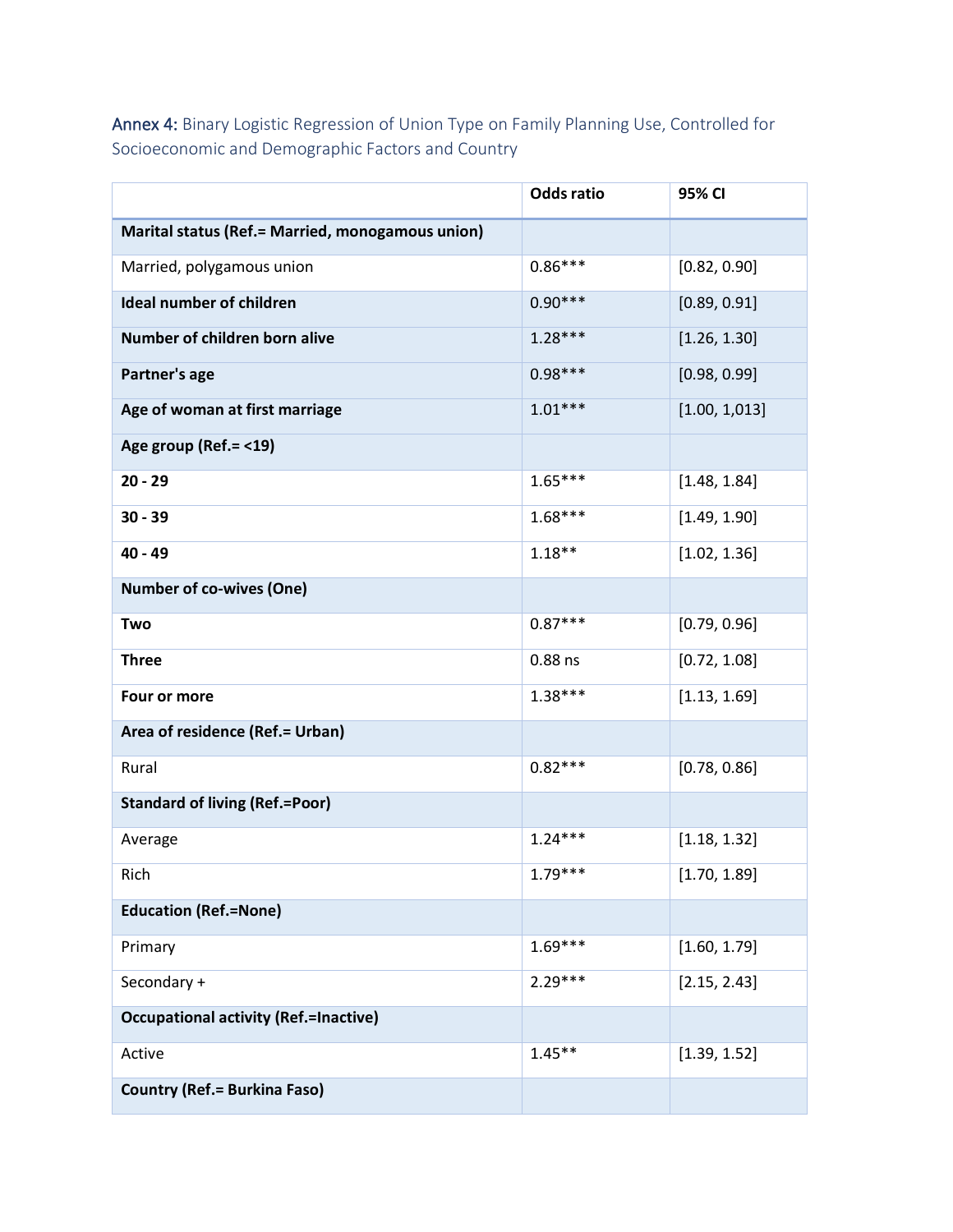Annex 4: Binary Logistic Regression of Union Type on Family Planning Use, Controlled for Socioeconomic and Demographic Factors and Country

| | Odds ratio | 95% CI |
|---|---|---|
| **Marital status (Ref.= Married, monogamous union)** | | |
| Married, polygamous union | 0.86*** | [0.82, 0.90] |
| **Ideal number of children** | 0.90*** | [0.89, 0.91] |
| **Number of children born alive** | 1.28*** | [1.26, 1.30] |
| **Partner's age** | 0.98*** | [0.98, 0.99] |
| **Age of woman at first marriage** | 1.01*** | [1.00, 1,013] |
| **Age group (Ref.= <19)** | | |
| **20 - 29** | 1.65*** | [1.48, 1.84] |
| **30 - 39** | 1.68*** | [1.49, 1.90] |
| **40 - 49** | 1.18** | [1.02, 1.36] |
| **Number of co-wives (One)** | | |
| **Two** | 0.87*** | [0.79, 0.96] |
| **Three** | 0.88 ns | [0.72, 1.08] |
| **Four or more** | 1.38*** | [1.13, 1.69] |
| **Area of residence (Ref.= Urban)** | | |
| Rural | 0.82*** | [0.78, 0.86] |
| **Standard of living (Ref.=Poor)** | | |
| Average | 1.24*** | [1.18, 1.32] |
| Rich | 1.79*** | [1.70, 1.89] |
| **Education (Ref.=None)** | | |
| Primary | 1.69*** | [1.60, 1.79] |
| Secondary + | 2.29*** | [2.15, 2.43] |
| **Occupational activity (Ref.=Inactive)** | | |
| Active | 1.45** | [1.39, 1.52] |
| **Country (Ref.= Burkina Faso)** | | |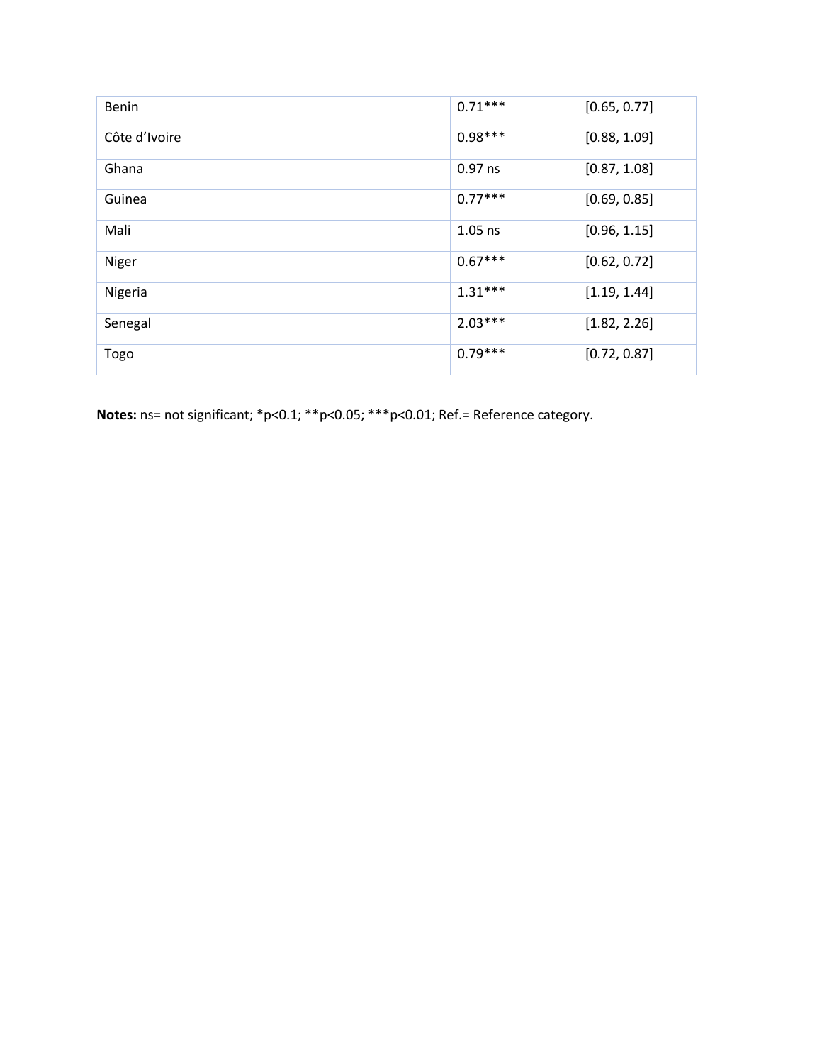| | | |
|---|---|---|
| Benin | 0.71*** | [0.65, 0.77] |
| Côte d'Ivoire | 0.98*** | [0.88, 1.09] |
| Ghana | 0.97 ns | [0.87, 1.08] |
| Guinea | 0.77*** | [0.69, 0.85] |
| Mali | 1.05 ns | [0.96, 1.15] |
| Niger | 0.67*** | [0.62, 0.72] |
| Nigeria | 1.31*** | [1.19, 1.44] |
| Senegal | 2.03*** | [1.82, 2.26] |
| Togo | 0.79*** | [0.72, 0.87] |

**Notes:** ns= not significant; *p<0.1; **p<0.05; ***p<0.01; Ref.= Reference category.